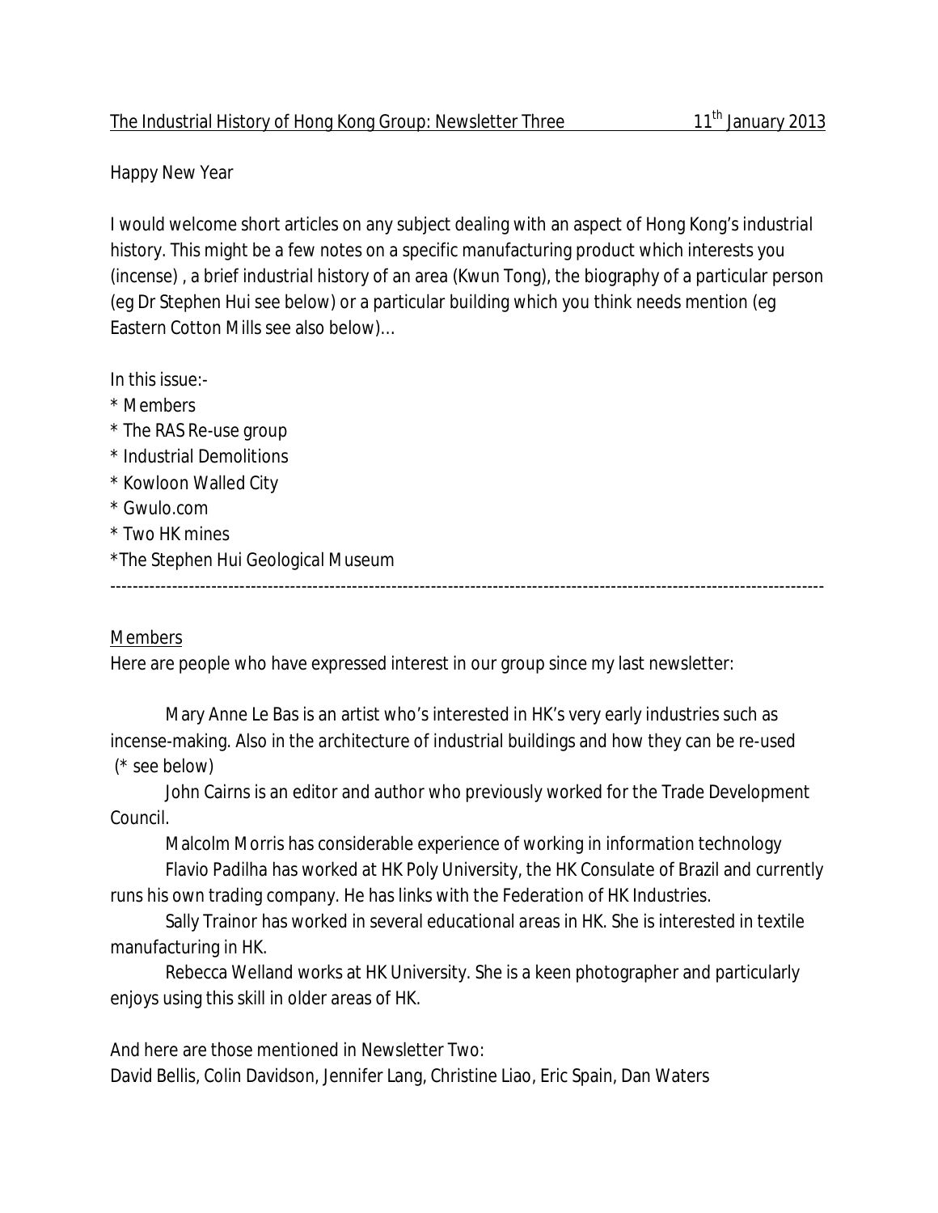The Industrial History of Hong Kong Group: Newsletter Three                11th January 2013

Happy New Year

I would welcome short articles on any subject dealing with an aspect of Hong Kong's industrial history. This might be a few notes on a specific manufacturing product which interests you (incense) , a brief industrial history of an area (Kwun Tong), the biography of a particular person (eg Dr Stephen Hui see below) or a particular building which you think needs mention (eg Eastern Cotton Mills see also below)…

In this issue:-

* Members
* The RAS Re-use group
* Industrial Demolitions
* Kowloon Walled City
* Gwulo.com
* Two HK mines
* The Stephen Hui Geological Museum

---

## Members

Here are people who have expressed interest in our group since my last newsletter:

Mary Anne Le Bas is an artist who's interested in HK's very early industries such as incense-making. Also in the architecture of industrial buildings and how they can be re-used (* see below)

John Cairns is an editor and author who previously worked for the Trade Development Council.

Malcolm Morris has considerable experience of working in information technology

Flavio Padilha has worked at HK Poly University, the HK Consulate of Brazil and currently runs his own trading company. He has links with the Federation of HK Industries.

Sally Trainor has worked in several educational areas in HK. She is interested in textile manufacturing in HK.

Rebecca Welland works at HK University. She is a keen photographer and particularly enjoys using this skill in older areas of HK.

And here are those mentioned in Newsletter Two:
David Bellis, Colin Davidson, Jennifer Lang, Christine Liao, Eric Spain, Dan Waters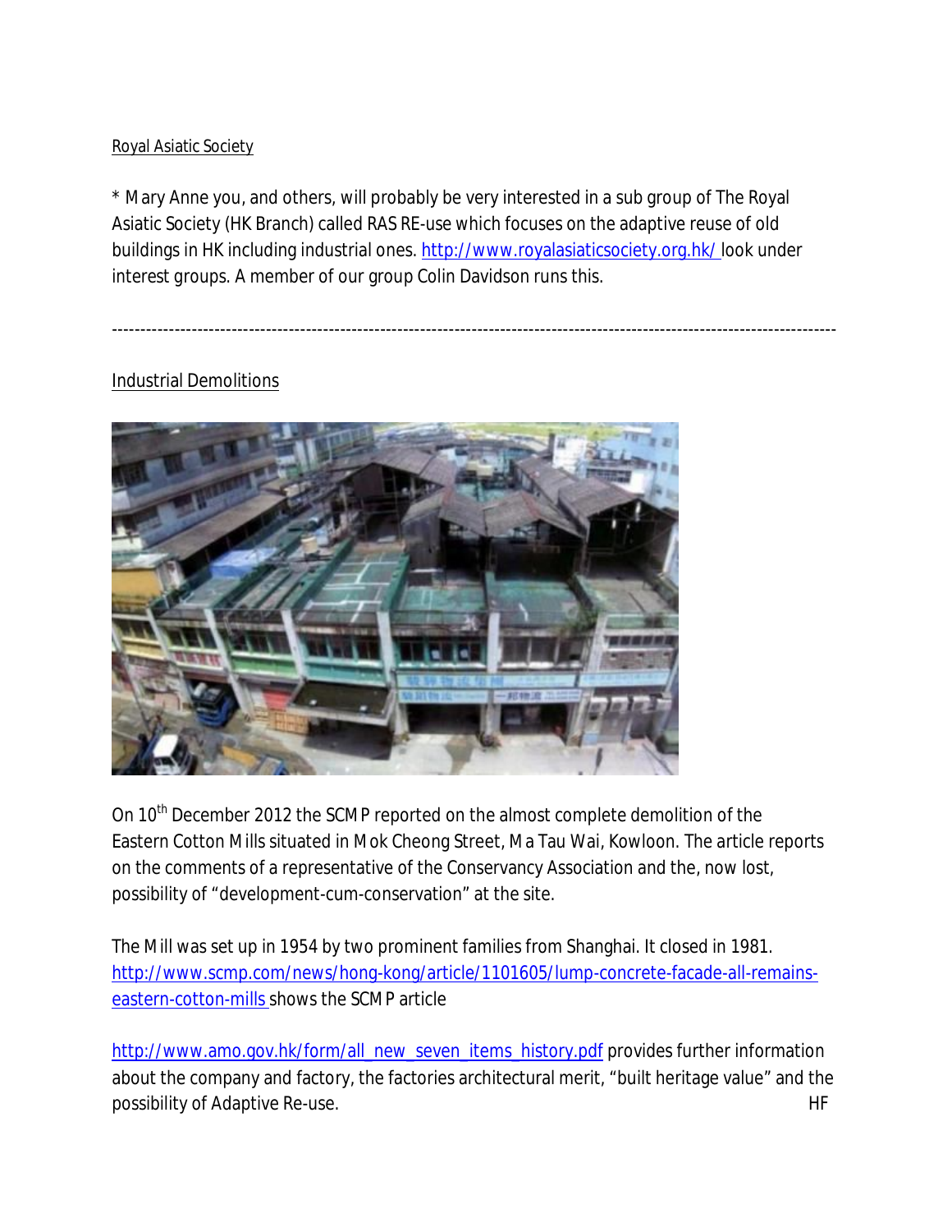Royal Asiatic Society

* Mary Anne you, and others, will probably be very interested in a sub group of The Royal Asiatic Society (HK Branch) called RAS RE-use which focuses on the adaptive reuse of old buildings in HK including industrial ones. http://www.royalasiaticsociety.org.hk/ look under interest groups. A member of our group Colin Davidson runs this.

---

Industrial Demolitions

On 10th December 2012 the SCMP reported on the almost complete demolition of the Eastern Cotton Mills situated in Mok Cheong Street, Ma Tau Wai, Kowloon. The article reports on the comments of a representative of the Conservancy Association and the, now lost, possibility of "development-cum-conservation" at the site.

The Mill was set up in 1954 by two prominent families from Shanghai. It closed in 1981. http://www.scmp.com/news/hong-kong/article/1101605/lump-concrete-facade-all-remains-eastern-cotton-mills shows the SCMP article

http://www.amo.gov.hk/form/all_new_seven_items_history.pdf provides further information about the company and factory, the factories architectural merit, "built heritage value" and the possibility of Adaptive Re-use. HF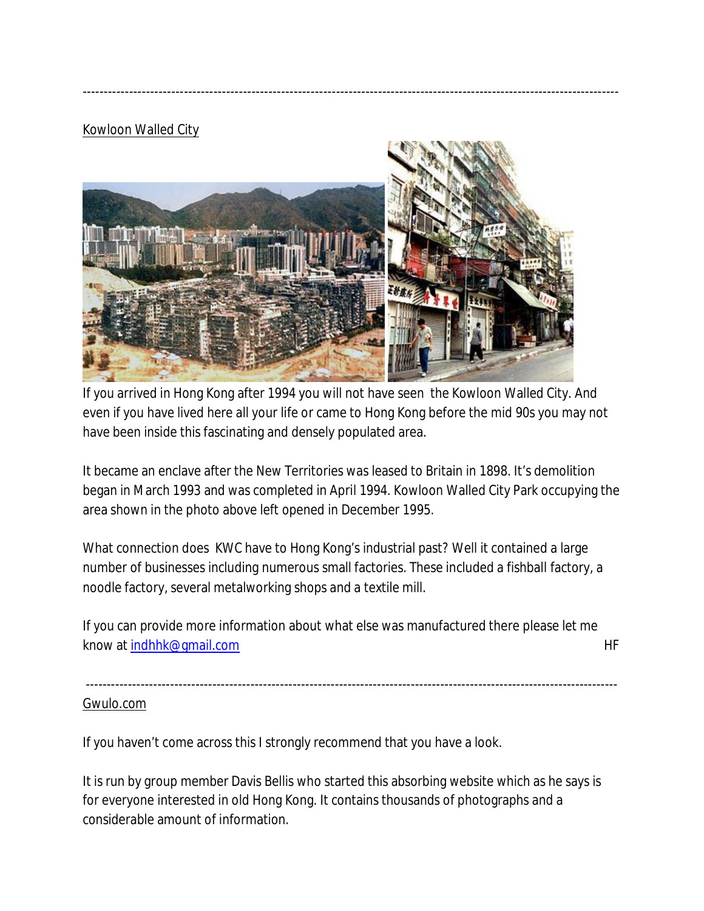---

## Kowloon Walled City

If you arrived in Hong Kong after 1994 you will not have seen the Kowloon Walled City. And even if you have lived here all your life or came to Hong Kong before the mid 90s you may not have been inside this fascinating and densely populated area.

It became an enclave after the New Territories was leased to Britain in 1898. It's demolition began in March 1993 and was completed in April 1994. Kowloon Walled City Park occupying the area shown in the photo above left opened in December 1995.

What connection does KWC have to Hong Kong's industrial past? Well it contained a large number of businesses including numerous small factories. These included a fishball factory, a noodle factory, several metalworking shops and a textile mill.

If you can provide more information about what else was manufactured there please let me know at indhhk@gmail.com

HF

---

## Gwulo.com

If you haven't come across this I strongly recommend that you have a look.

It is run by group member Davis Bellis who started this absorbing website which as he says is for everyone interested in old Hong Kong. It contains thousands of photographs and a considerable amount of information.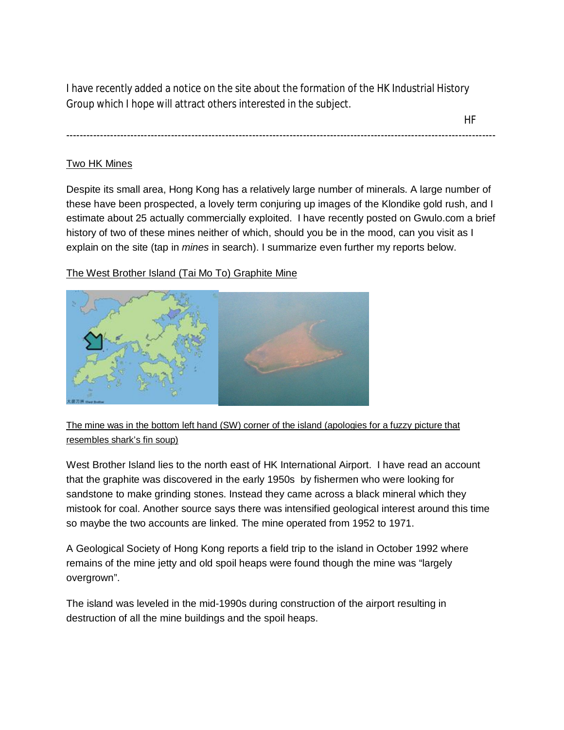I have recently added a notice on the site about the formation of the HK Industrial History Group which I hope will attract others interested in the subject.

HF

---

Two HK Mines

Despite its small area, Hong Kong has a relatively large number of minerals. A large number of these have been prospected, a lovely term conjuring up images of the Klondike gold rush, and I estimate about 25 actually commercially exploited. I have recently posted on Gwulo.com a brief history of two of these mines neither of which, should you be in the mood, can you visit as I explain on the site (tap in *mines* in search). I summarize even further my reports below.

The West Brother Island (Tai Mo To) Graphite Mine

The mine was in the bottom left hand (SW) corner of the island (apologies for a fuzzy picture that resembles shark's fin soup)

West Brother Island lies to the north east of HK International Airport. I have read an account that the graphite was discovered in the early 1950s by fishermen who were looking for sandstone to make grinding stones. Instead they came across a black mineral which they mistook for coal. Another source says there was intensified geological interest around this time so maybe the two accounts are linked. The mine operated from 1952 to 1971.

A Geological Society of Hong Kong reports a field trip to the island in October 1992 where remains of the mine jetty and old spoil heaps were found though the mine was "largely overgrown".

The island was leveled in the mid-1990s during construction of the airport resulting in destruction of all the mine buildings and the spoil heaps.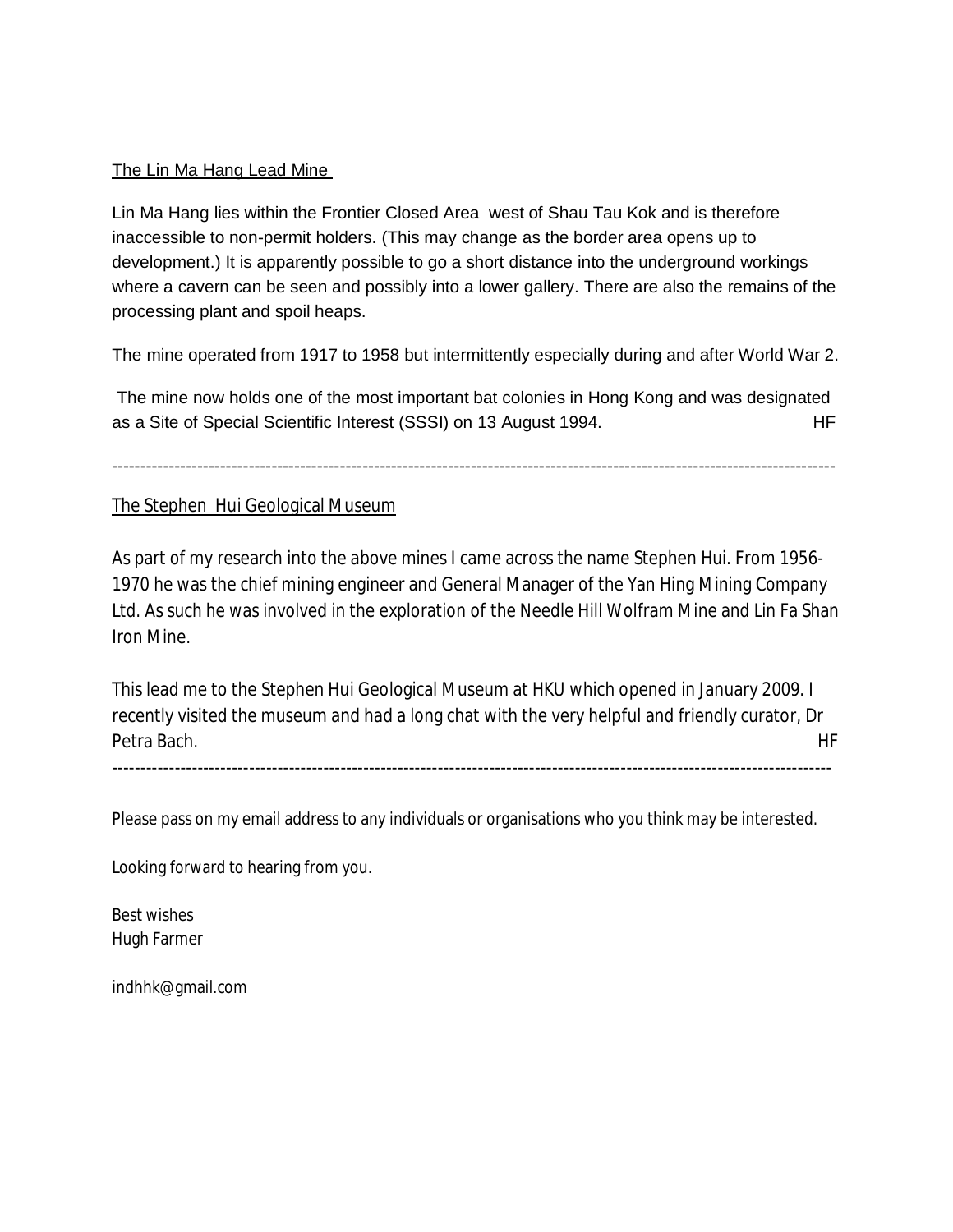The Lin Ma Hang Lead Mine

Lin Ma Hang lies within the Frontier Closed Area west of Shau Tau Kok and is therefore inaccessible to non-permit holders. (This may change as the border area opens up to development.) It is apparently possible to go a short distance into the underground workings where a cavern can be seen and possibly into a lower gallery. There are also the remains of the processing plant and spoil heaps.

The mine operated from 1917 to 1958 but intermittently especially during and after World War 2.

The mine now holds one of the most important bat colonies in Hong Kong and was designated as a Site of Special Scientific Interest (SSSI) on 13 August 1994. HF

---

The Stephen Hui Geological Museum

As part of my research into the above mines I came across the name Stephen Hui. From 1956-1970 he was the chief mining engineer and General Manager of the Yan Hing Mining Company Ltd. As such he was involved in the exploration of the Needle Hill Wolfram Mine and Lin Fa Shan Iron Mine.

This lead me to the Stephen Hui Geological Museum at HKU which opened in January 2009. I recently visited the museum and had a long chat with the very helpful and friendly curator, Dr Petra Bach. HF

---

Please pass on my email address to any individuals or organisations who you think may be interested.

Looking forward to hearing from you.

Best wishes
Hugh Farmer

indhhk@gmail.com